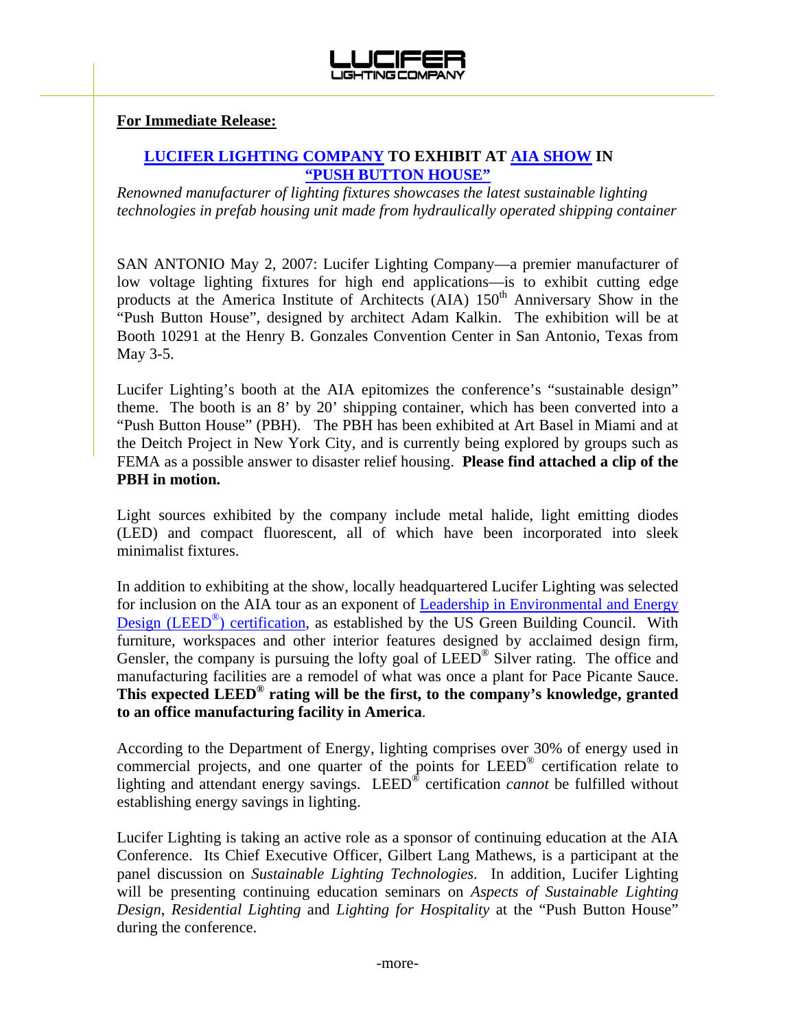**For Immediate Release:**

## LUCIFER LIGHTING COMPANY TO EXHIBIT AT AIA SHOW IN "PUSH BUTTON HOUSE"

*Renowned manufacturer of lighting fixtures showcases the latest sustainable lighting technologies in prefab housing unit made from hydraulically operated shipping container*

SAN ANTONIO May 2, 2007: Lucifer Lighting Company—a premier manufacturer of low voltage lighting fixtures for high end applications—is to exhibit cutting edge products at the America Institute of Architects (AIA) 150th Anniversary Show in the "Push Button House", designed by architect Adam Kalkin. The exhibition will be at Booth 10291 at the Henry B. Gonzales Convention Center in San Antonio, Texas from May 3-5.

Lucifer Lighting's booth at the AIA epitomizes the conference's "sustainable design" theme. The booth is an 8' by 20' shipping container, which has been converted into a "Push Button House" (PBH). The PBH has been exhibited at Art Basel in Miami and at the Deitch Project in New York City, and is currently being explored by groups such as FEMA as a possible answer to disaster relief housing. **Please find attached a clip of the PBH in motion.**

Light sources exhibited by the company include metal halide, light emitting diodes (LED) and compact fluorescent, all of which have been incorporated into sleek minimalist fixtures.

In addition to exhibiting at the show, locally headquartered Lucifer Lighting was selected for inclusion on the AIA tour as an exponent of Leadership in Environmental and Energy Design (LEED®) certification, as established by the US Green Building Council. With furniture, workspaces and other interior features designed by acclaimed design firm, Gensler, the company is pursuing the lofty goal of LEED® Silver rating. The office and manufacturing facilities are a remodel of what was once a plant for Pace Picante Sauce. **This expected LEED® rating will be the first, to the company's knowledge, granted to an office manufacturing facility in America**.

According to the Department of Energy, lighting comprises over 30% of energy used in commercial projects, and one quarter of the points for LEED® certification relate to lighting and attendant energy savings. LEED® certification *cannot* be fulfilled without establishing energy savings in lighting.

Lucifer Lighting is taking an active role as a sponsor of continuing education at the AIA Conference. Its Chief Executive Officer, Gilbert Lang Mathews, is a participant at the panel discussion on *Sustainable Lighting Technologies*. In addition, Lucifer Lighting will be presenting continuing education seminars on *Aspects of Sustainable Lighting Design*, *Residential Lighting* and *Lighting for Hospitality* at the "Push Button House" during the conference.

-more-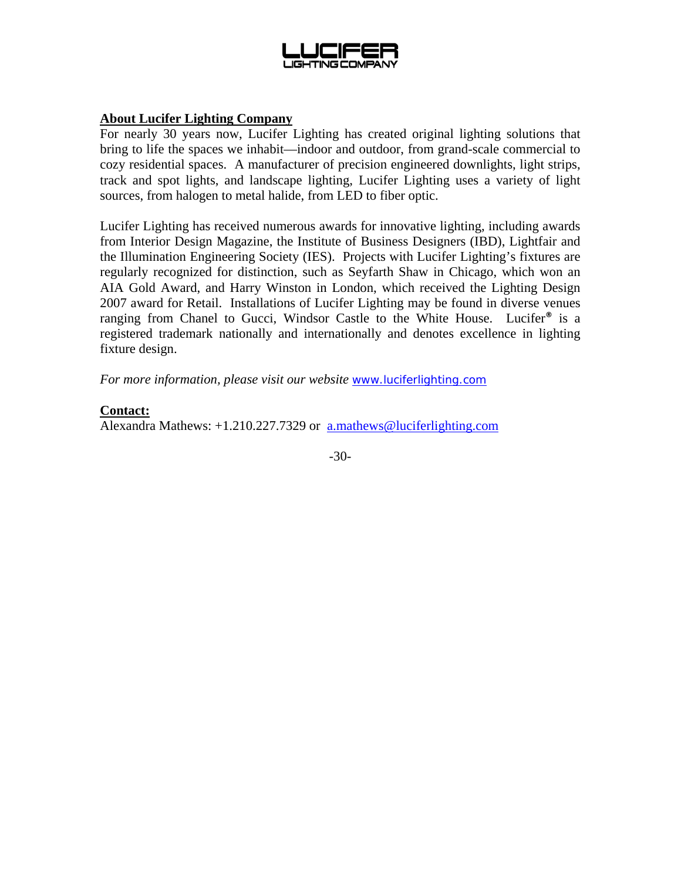LUCIFER
LIGHTING COMPANY

**About Lucifer Lighting Company**

For nearly 30 years now, Lucifer Lighting has created original lighting solutions that bring to life the spaces we inhabit—indoor and outdoor, from grand-scale commercial to cozy residential spaces. A manufacturer of precision engineered downlights, light strips, track and spot lights, and landscape lighting, Lucifer Lighting uses a variety of light sources, from halogen to metal halide, from LED to fiber optic.

Lucifer Lighting has received numerous awards for innovative lighting, including awards from Interior Design Magazine, the Institute of Business Designers (IBD), Lightfair and the Illumination Engineering Society (IES). Projects with Lucifer Lighting's fixtures are regularly recognized for distinction, such as Seyfarth Shaw in Chicago, which won an AIA Gold Award, and Harry Winston in London, which received the Lighting Design 2007 award for Retail. Installations of Lucifer Lighting may be found in diverse venues ranging from Chanel to Gucci, Windsor Castle to the White House. Lucifer® is a registered trademark nationally and internationally and denotes excellence in lighting fixture design.

*For more information, please visit our website* www.luciferlighting.com

**Contact:**

Alexandra Mathews: +1.210.227.7329 or a.mathews@luciferlighting.com

-30-